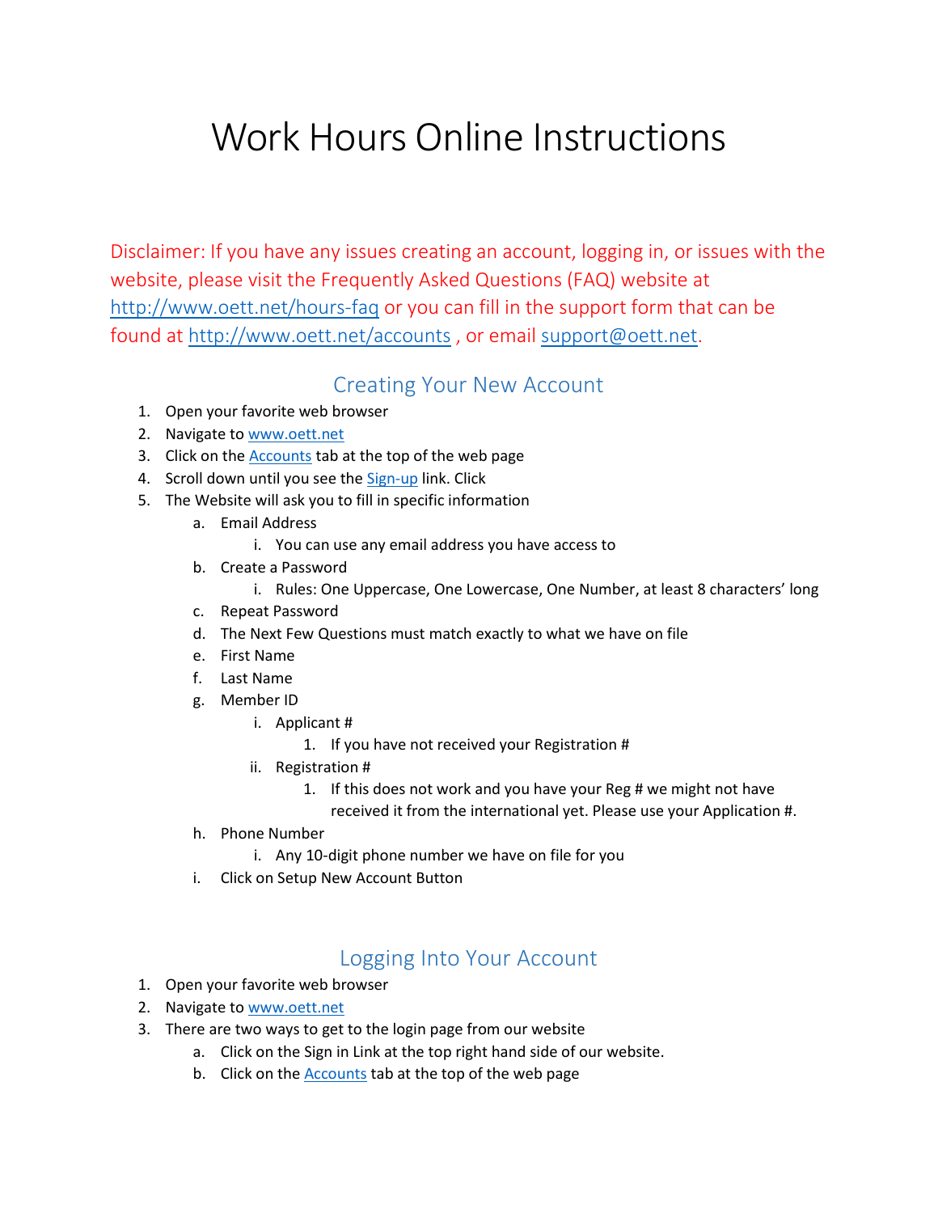# Work Hours Online Instructions

Disclaimer: If you have any issues creating an account, logging in, or issues with the website, please visit the Frequently Asked Questions (FAQ) website at [http://www.oett.net/hours-faq](http://www.oett.net/hours-faq) or you can fill in the support form that can be found at [http://www.oett.net/accounts](http://www.oett.net/accounts) , or email [support@oett.net](mailto:support@oett.net).

## Creating Your New Account

1. Open your favorite web browser
2. Navigate to [www.oett.net](http://www.oett.net)
3. Click on the [Accounts](#) tab at the top of the web page
4. Scroll down until you see the [Sign-up](#) link. Click
5. The Website will ask you to fill in specific information
    a. Email Address
        i. You can use any email address you have access to
    b. Create a Password
        i. Rules: One Uppercase, One Lowercase, One Number, at least 8 characters' long
    c. Repeat Password
    d. The Next Few Questions must match exactly to what we have on file
    e. First Name
    f. Last Name
    g. Member ID
        i. Applicant #
            1. If you have not received your Registration #
        ii. Registration #
            1. If this does not work and you have your Reg # we might not have received it from the international yet. Please use your Application #.
    h. Phone Number
        i. Any 10-digit phone number we have on file for you
    i. Click on Setup New Account Button

## Logging Into Your Account

1. Open your favorite web browser
2. Navigate to [www.oett.net](http://www.oett.net)
3. There are two ways to get to the login page from our website
    a. Click on the Sign in Link at the top right hand side of our website.
    b. Click on the [Accounts](#) tab at the top of the web page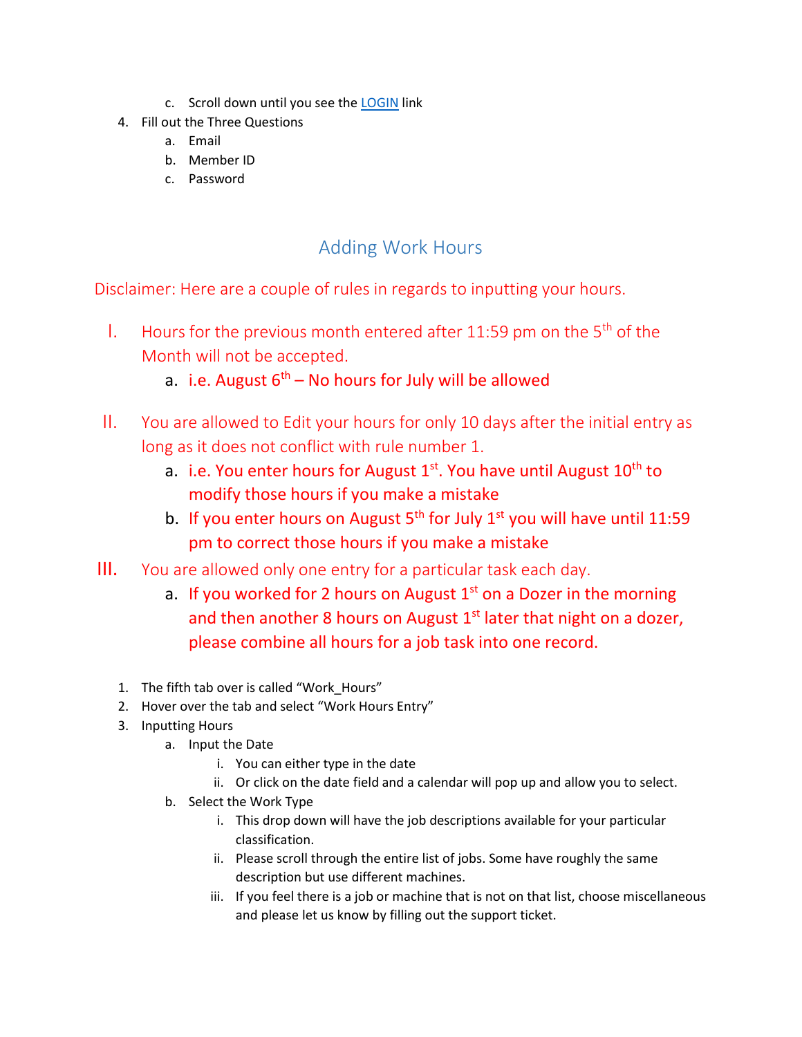c. Scroll down until you see the LOGIN link

4. Fill out the Three Questions
   a. Email
   b. Member ID
   c. Password

## Adding Work Hours

Disclaimer: Here are a couple of rules in regards to inputting your hours.

I. Hours for the previous month entered after 11:59 pm on the 5th of the Month will not be accepted.
   a. i.e. August 6th – No hours for July will be allowed

II. You are allowed to Edit your hours for only 10 days after the initial entry as long as it does not conflict with rule number 1.
   a. i.e. You enter hours for August 1st. You have until August 10th to modify those hours if you make a mistake
   b. If you enter hours on August 5th for July 1st you will have until 11:59 pm to correct those hours if you make a mistake

III. You are allowed only one entry for a particular task each day.
   a. If you worked for 2 hours on August 1st on a Dozer in the morning and then another 8 hours on August 1st later that night on a dozer, please combine all hours for a job task into one record.

1. The fifth tab over is called "Work_Hours"
2. Hover over the tab and select "Work Hours Entry"
3. Inputting Hours
   a. Input the Date
      i. You can either type in the date
      ii. Or click on the date field and a calendar will pop up and allow you to select.
   b. Select the Work Type
      i. This drop down will have the job descriptions available for your particular classification.
      ii. Please scroll through the entire list of jobs. Some have roughly the same description but use different machines.
      iii. If you feel there is a job or machine that is not on that list, choose miscellaneous and please let us know by filling out the support ticket.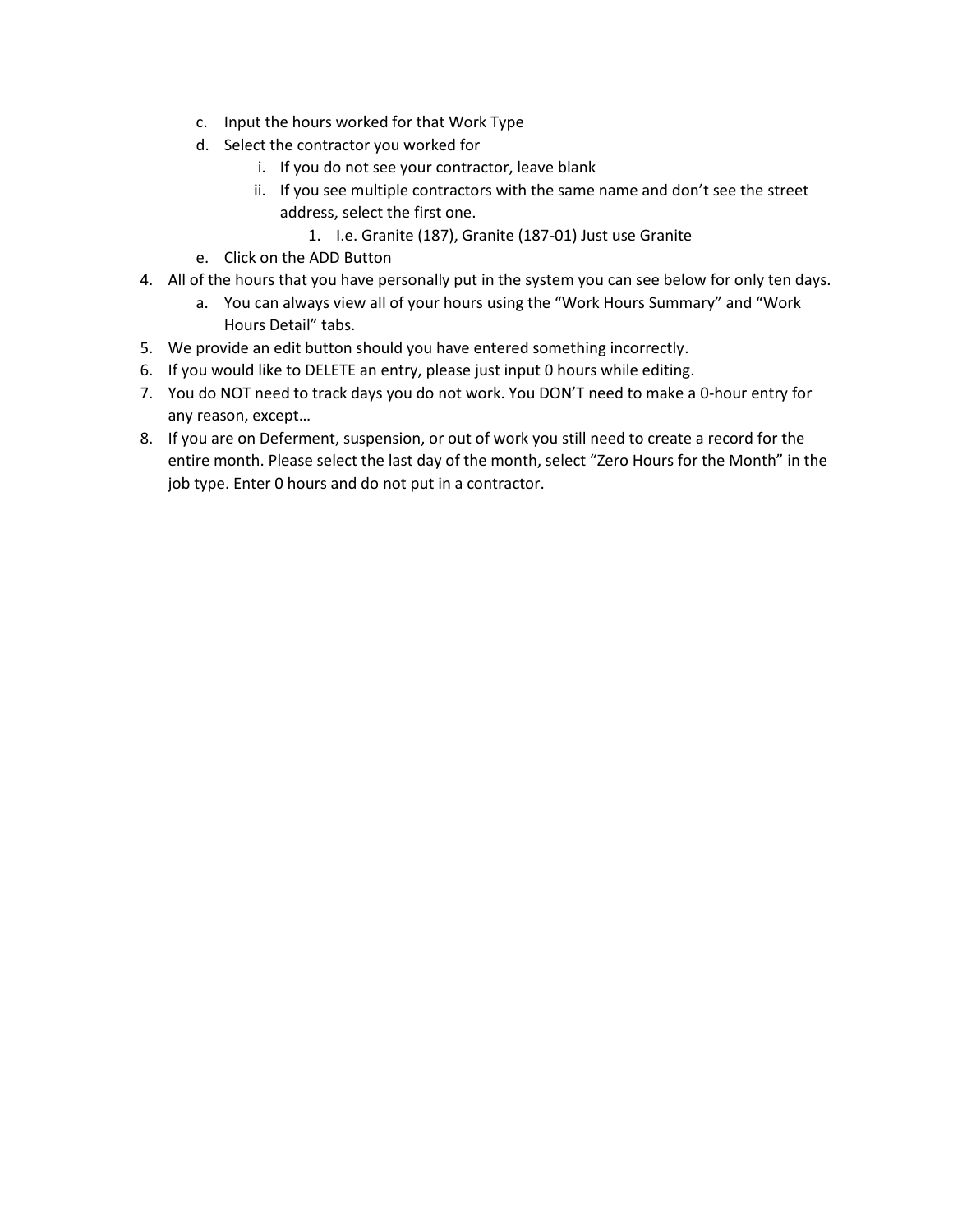c. Input the hours worked for that Work Type
   d. Select the contractor you worked for
      i. If you do not see your contractor, leave blank
      ii. If you see multiple contractors with the same name and don't see the street address, select the first one.
         1. I.e. Granite (187), Granite (187-01) Just use Granite
   e. Click on the ADD Button
4. All of the hours that you have personally put in the system you can see below for only ten days.
   a. You can always view all of your hours using the "Work Hours Summary" and "Work Hours Detail" tabs.
5. We provide an edit button should you have entered something incorrectly.
6. If you would like to DELETE an entry, please just input 0 hours while editing.
7. You do NOT need to track days you do not work. You DON'T need to make a 0-hour entry for any reason, except…
8. If you are on Deferment, suspension, or out of work you still need to create a record for the entire month. Please select the last day of the month, select "Zero Hours for the Month" in the job type. Enter 0 hours and do not put in a contractor.